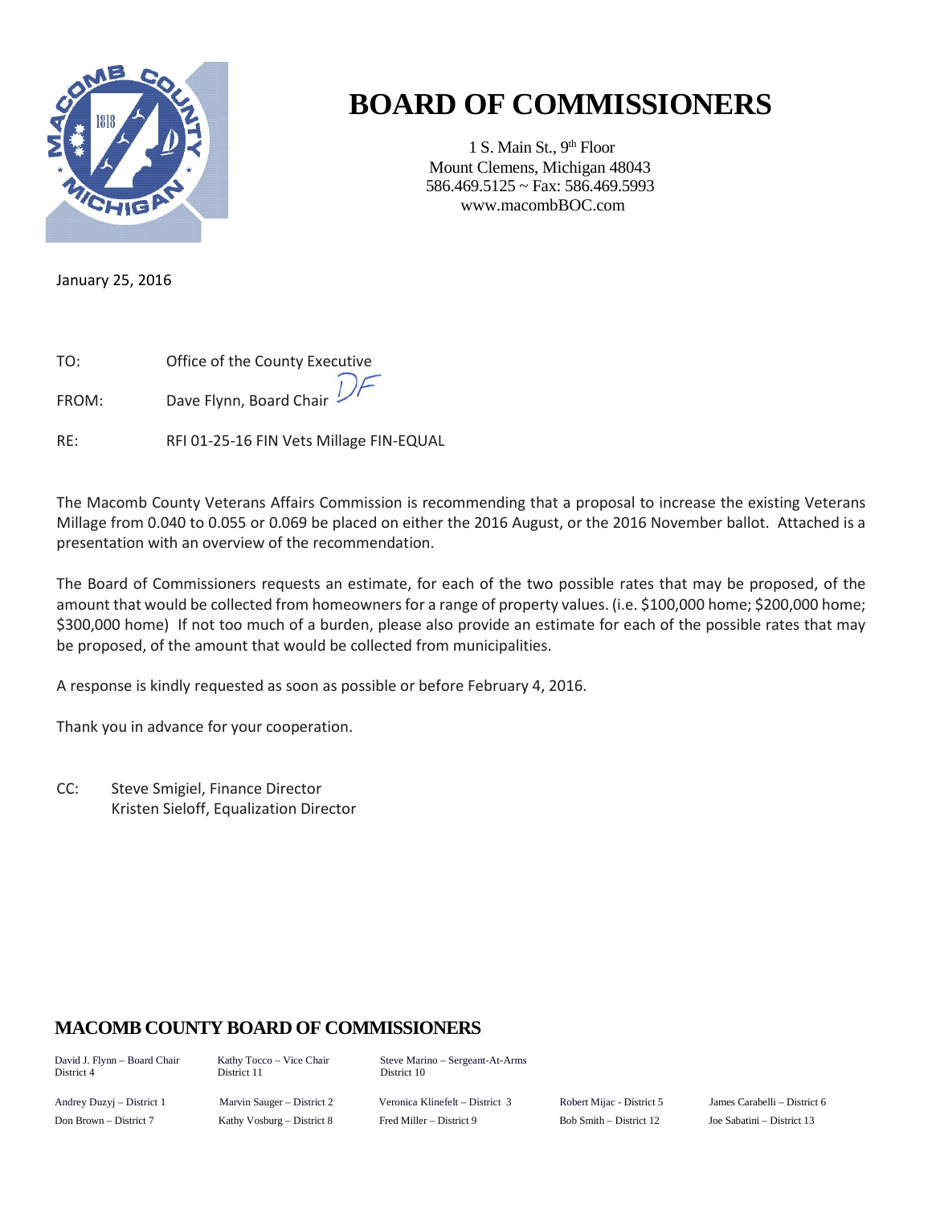# BOARD OF COMMISSIONERS

1 S. Main St., 9th Floor
Mount Clemens, Michigan 48043
586.469.5125 ~ Fax: 586.469.5993
www.macombBOC.com

January 25, 2016

TO: Office of the County Executive

FROM: Dave Flynn, Board Chair DF

RE: RFI 01-25-16 FIN Vets Millage FIN-EQUAL

The Macomb County Veterans Affairs Commission is recommending that a proposal to increase the existing Veterans Millage from 0.040 to 0.055 or 0.069 be placed on either the 2016 August, or the 2016 November ballot. Attached is a presentation with an overview of the recommendation.

The Board of Commissioners requests an estimate, for each of the two possible rates that may be proposed, of the amount that would be collected from homeowners for a range of property values. (i.e. $100,000 home; $200,000 home; $300,000 home) If not too much of a burden, please also provide an estimate for each of the possible rates that may be proposed, of the amount that would be collected from municipalities.

A response is kindly requested as soon as possible or before February 4, 2016.

Thank you in advance for your cooperation.

CC: Steve Smigiel, Finance Director
Kristen Sieloff, Equalization Director

## MACOMB COUNTY BOARD OF COMMISSIONERS

| | | | | |
|---|---|---|---|---|
| David J. Flynn – Board Chair District 4 | Kathy Tocco – Vice Chair District 11 | Steve Marino – Sergeant-At-Arms District 10 | | |
| Andrey Duzyj – District 1 | Marvin Sauger – District 2 | Veronica Klinefelt – District 3 | Robert Mijac - District 5 | James Carabelli – District 6 |
| Don Brown – District 7 | Kathy Vosburg – District 8 | Fred Miller – District 9 | Bob Smith – District 12 | Joe Sabatini – District 13 |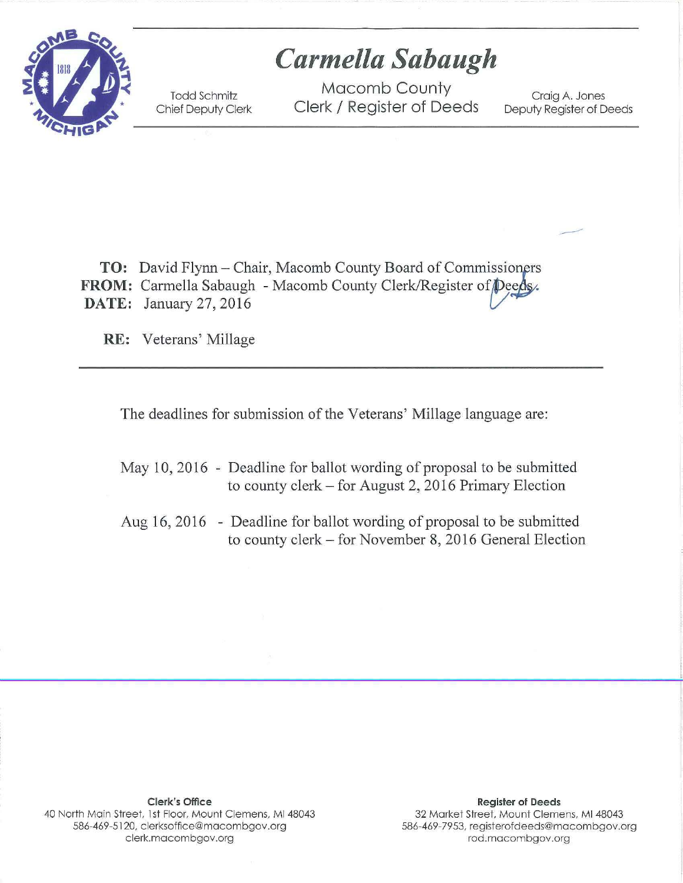# Carmella Sabaugh

Todd Schmitz
Chief Deputy Clerk

Macomb County
Clerk / Register of Deeds

Craig A. Jones
Deputy Register of Deeds

**TO:** David Flynn – Chair, Macomb County Board of Commissioners
**FROM:** Carmella Sabaugh - Macomb County Clerk/Register of Deeds
**DATE:** January 27, 2016

**RE:** Veterans' Millage

---

The deadlines for submission of the Veterans' Millage language are:

May 10, 2016 - Deadline for ballot wording of proposal to be submitted to county clerk – for August 2, 2016 Primary Election

Aug 16, 2016 - Deadline for ballot wording of proposal to be submitted to county clerk – for November 8, 2016 General Election

**Clerk's Office**
40 North Main Street, 1st Floor, Mount Clemens, MI 48043
586-469-5120, clerksoffice@macombgov.org
clerk.macombgov.org

**Register of Deeds**
32 Market Street, Mount Clemens, MI 48043
586-469-7953, registerofdeeds@macombgov.org
rod.macombgov.org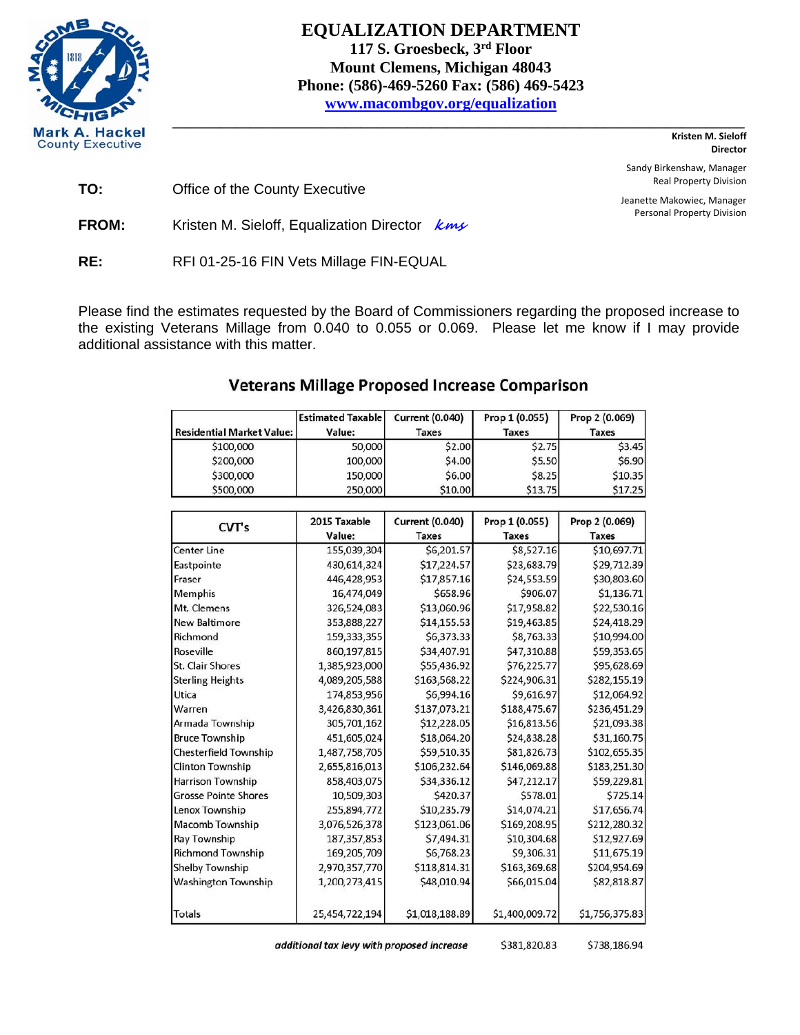# EQUALIZATION DEPARTMENT

**117 S. Groesbeck, 3rd Floor**
**Mount Clemens, Michigan 48043**
**Phone: (586)-469-5260 Fax: (586) 469-5423**
**www.macombgov.org/equalization**

Mark A. Hackel
County Executive

**Kristen M. Sieloff**
**Director**

Sandy Birkenshaw, Manager
Real Property Division

Jeanette Makowiec, Manager
Personal Property Division

**TO:** Office of the County Executive

**FROM:** Kristen M. Sieloff, Equalization Director *kms*

**RE:** RFI 01-25-16 FIN Vets Millage FIN-EQUAL

Please find the estimates requested by the Board of Commissioners regarding the proposed increase to the existing Veterans Millage from 0.040 to 0.055 or 0.069. Please let me know if I may provide additional assistance with this matter.

## Veterans Millage Proposed Increase Comparison

| Residential Market Value: | Estimated Taxable Value: | Current (0.040) Taxes | Prop 1 (0.055) Taxes | Prop 2 (0.069) Taxes |
|---|---|---|---|---|
| $100,000 | 50,000 | $2.00 | $2.75 | $3.45 |
| $200,000 | 100,000 | $4.00 | $5.50 | $6.90 |
| $300,000 | 150,000 | $6.00 | $8.25 | $10.35 |
| $500,000 | 250,000 | $10.00 | $13.75 | $17.25 |

| CVT's | 2015 Taxable Value: | Current (0.040) Taxes | Prop 1 (0.055) Taxes | Prop 2 (0.069) Taxes |
|---|---|---|---|---|
| Center Line | 155,039,304 | $6,201.57 | $8,527.16 | $10,697.71 |
| Eastpointe | 430,614,324 | $17,224.57 | $23,683.79 | $29,712.39 |
| Fraser | 446,428,953 | $17,857.16 | $24,553.59 | $30,803.60 |
| Memphis | 16,474,049 | $658.96 | $906.07 | $1,136.71 |
| Mt. Clemens | 326,524,083 | $13,060.96 | $17,958.82 | $22,530.16 |
| New Baltimore | 353,888,227 | $14,155.53 | $19,463.85 | $24,418.29 |
| Richmond | 159,333,355 | $6,373.33 | $8,763.33 | $10,994.00 |
| Roseville | 860,197,815 | $34,407.91 | $47,310.88 | $59,353.65 |
| St. Clair Shores | 1,385,923,000 | $55,436.92 | $76,225.77 | $95,628.69 |
| Sterling Heights | 4,089,205,588 | $163,568.22 | $224,906.31 | $282,155.19 |
| Utica | 174,853,956 | $6,994.16 | $9,616.97 | $12,064.92 |
| Warren | 3,426,830,361 | $137,073.21 | $188,475.67 | $236,451.29 |
| Armada Township | 305,701,162 | $12,228.05 | $16,813.56 | $21,093.38 |
| Bruce Township | 451,605,024 | $18,064.20 | $24,838.28 | $31,160.75 |
| Chesterfield Township | 1,487,758,705 | $59,510.35 | $81,826.73 | $102,655.35 |
| Clinton Township | 2,655,816,013 | $106,232.64 | $146,069.88 | $183,251.30 |
| Harrison Township | 858,403,075 | $34,336.12 | $47,212.17 | $59,229.81 |
| Grosse Pointe Shores | 10,509,303 | $420.37 | $578.01 | $725.14 |
| Lenox Township | 255,894,772 | $10,235.79 | $14,074.21 | $17,656.74 |
| Macomb Township | 3,076,526,378 | $123,061.06 | $169,208.95 | $212,280.32 |
| Ray Township | 187,357,853 | $7,494.31 | $10,304.68 | $12,927.69 |
| Richmond Township | 169,205,709 | $6,768.23 | $9,306.31 | $11,675.19 |
| Shelby Township | 2,970,357,770 | $118,814.31 | $163,369.68 | $204,954.69 |
| Washington Township | 1,200,273,415 | $48,010.94 | $66,015.04 | $82,818.87 |
| Totals | 25,454,722,194 | $1,018,188.89 | $1,400,009.72 | $1,756,375.83 |
| | | *additional tax levy with proposed increase* | $381,820.83 | $738,186.94 |